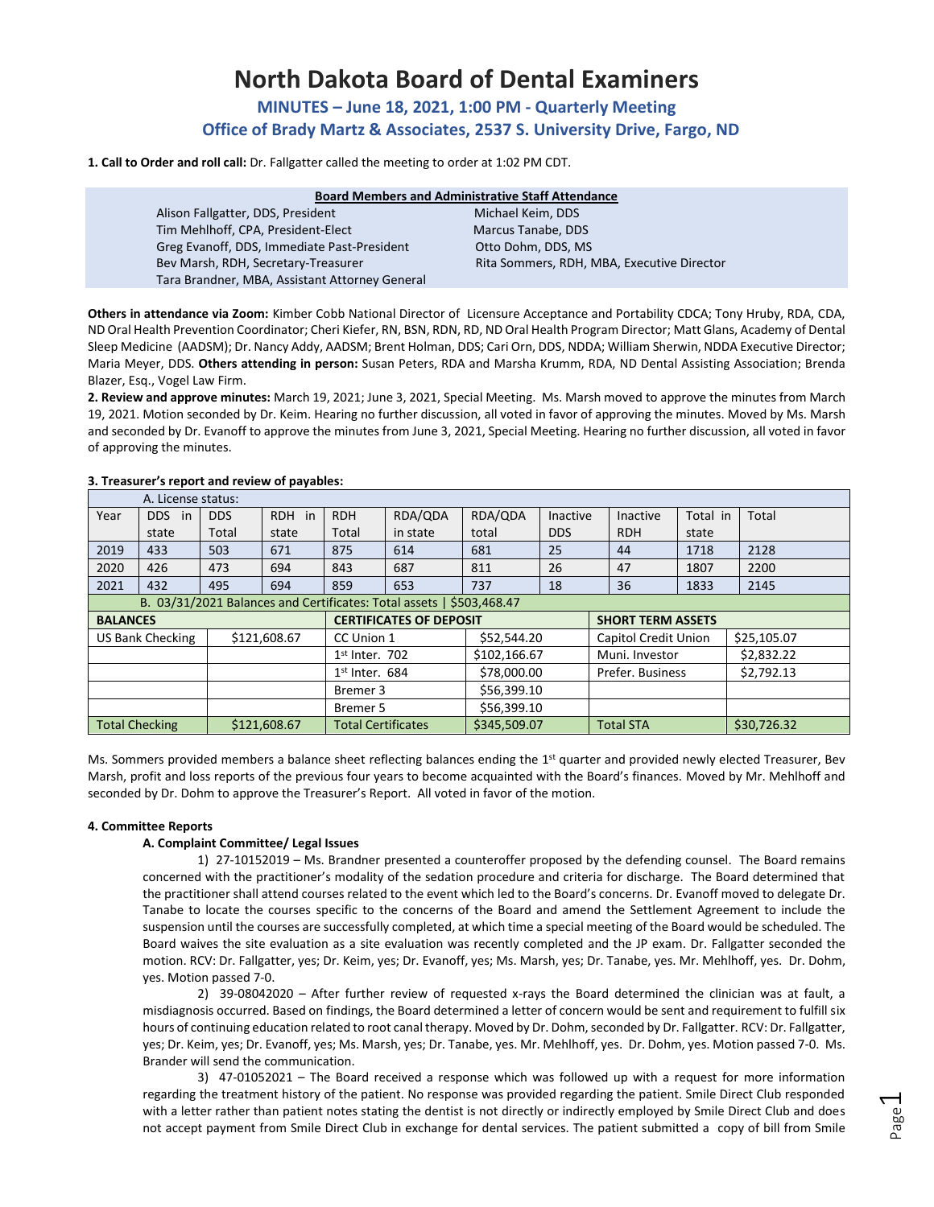# North Dakota Board of Dental Examiners

## MINUTES – June 18, 2021, 1:00 PM - Quarterly Meeting

## Office of Brady Martz & Associates, 2537 S. University Drive, Fargo, ND

**1. Call to Order and roll call:** Dr. Fallgatter called the meeting to order at 1:02 PM CDT.

| **Board Members and Administrative Staff Attendance** | |
|---|---|
| Alison Fallgatter, DDS, President | Michael Keim, DDS |
| Tim Mehlhoff, CPA, President-Elect | Marcus Tanabe, DDS |
| Greg Evanoff, DDS, Immediate Past-President | Otto Dohm, DDS, MS |
| Bev Marsh, RDH, Secretary-Treasurer | Rita Sommers, RDH, MBA, Executive Director |
| Tara Brandner, MBA, Assistant Attorney General | |

**Others in attendance via Zoom:** Kimber Cobb National Director of Licensure Acceptance and Portability CDCA; Tony Hruby, RDA, CDA, ND Oral Health Prevention Coordinator; Cheri Kiefer, RN, BSN, RDN, RD, ND Oral Health Program Director; Matt Glans, Academy of Dental Sleep Medicine (AADSM); Dr. Nancy Addy, AADSM; Brent Holman, DDS; Cari Orn, DDS, NDDA; William Sherwin, NDDA Executive Director; Maria Meyer, DDS. **Others attending in person:** Susan Peters, RDA and Marsha Krumm, RDA, ND Dental Assisting Association; Brenda Blazer, Esq., Vogel Law Firm.

**2. Review and approve minutes:** March 19, 2021; June 3, 2021, Special Meeting. Ms. Marsh moved to approve the minutes from March 19, 2021. Motion seconded by Dr. Keim. Hearing no further discussion, all voted in favor of approving the minutes. Moved by Ms. Marsh and seconded by Dr. Evanoff to approve the minutes from June 3, 2021, Special Meeting. Hearing no further discussion, all voted in favor of approving the minutes.

**3. Treasurer's report and review of payables:**

| A. License status: | | | | | | | | | | |
|---|---|---|---|---|---|---|---|---|---|---|
| Year | DDS in state | DDS Total | RDH in state | RDH Total | RDA/QDA in state | RDA/QDA total | Inactive DDS | Inactive RDH | Total in state | Total |
| 2019 | 433 | 503 | 671 | 875 | 614 | 681 | 25 | 44 | 1718 | 2128 |
| 2020 | 426 | 473 | 694 | 843 | 687 | 811 | 26 | 47 | 1807 | 2200 |
| 2021 | 432 | 495 | 694 | 859 | 653 | 737 | 18 | 36 | 1833 | 2145 |

B. 03/31/2021 Balances and Certificates: Total assets | $503,468.47

| **BALANCES** | | **CERTIFICATES OF DEPOSIT** | | **SHORT TERM ASSETS** | |
|---|---|---|---|---|---|
| US Bank Checking | $121,608.67 | CC Union 1 | $52,544.20 | Capitol Credit Union | $25,105.07 |
| | | 1st Inter. 702 | $102,166.67 | Muni. Investor | $2,832.22 |
| | | 1st Inter. 684 | $78,000.00 | Prefer. Business | $2,792.13 |
| | | Bremer 3 | $56,399.10 | | |
| | | Bremer 5 | $56,399.10 | | |
| Total Checking | $121,608.67 | Total Certificates | $345,509.07 | Total STA | $30,726.32 |

Ms. Sommers provided members a balance sheet reflecting balances ending the 1st quarter and provided newly elected Treasurer, Bev Marsh, profit and loss reports of the previous four years to become acquainted with the Board's finances. Moved by Mr. Mehlhoff and seconded by Dr. Dohm to approve the Treasurer's Report. All voted in favor of the motion.

**4. Committee Reports**

**A. Complaint Committee/ Legal Issues**

1) 27-10152019 – Ms. Brandner presented a counteroffer proposed by the defending counsel. The Board remains concerned with the practitioner's modality of the sedation procedure and criteria for discharge. The Board determined that the practitioner shall attend courses related to the event which led to the Board's concerns. Dr. Evanoff moved to delegate Dr. Tanabe to locate the courses specific to the concerns of the Board and amend the Settlement Agreement to include the suspension until the courses are successfully completed, at which time a special meeting of the Board would be scheduled. The Board waives the site evaluation as a site evaluation was recently completed and the JP exam. Dr. Fallgatter seconded the motion. RCV: Dr. Fallgatter, yes; Dr. Keim, yes; Dr. Evanoff, yes; Ms. Marsh, yes; Dr. Tanabe, yes. Mr. Mehlhoff, yes. Dr. Dohm, yes. Motion passed 7-0.

2) 39-08042020 – After further review of requested x-rays the Board determined the clinician was at fault, a misdiagnosis occurred. Based on findings, the Board determined a letter of concern would be sent and requirement to fulfill six hours of continuing education related to root canal therapy. Moved by Dr. Dohm, seconded by Dr. Fallgatter. RCV: Dr. Fallgatter, yes; Dr. Keim, yes; Dr. Evanoff, yes; Ms. Marsh, yes; Dr. Tanabe, yes. Mr. Mehlhoff, yes. Dr. Dohm, yes. Motion passed 7-0. Ms. Brander will send the communication.

3) 47-01052021 – The Board received a response which was followed up with a request for more information regarding the treatment history of the patient. No response was provided regarding the patient. Smile Direct Club responded with a letter rather than patient notes stating the dentist is not directly or indirectly employed by Smile Direct Club and does not accept payment from Smile Direct Club in exchange for dental services. The patient submitted a copy of bill from Smile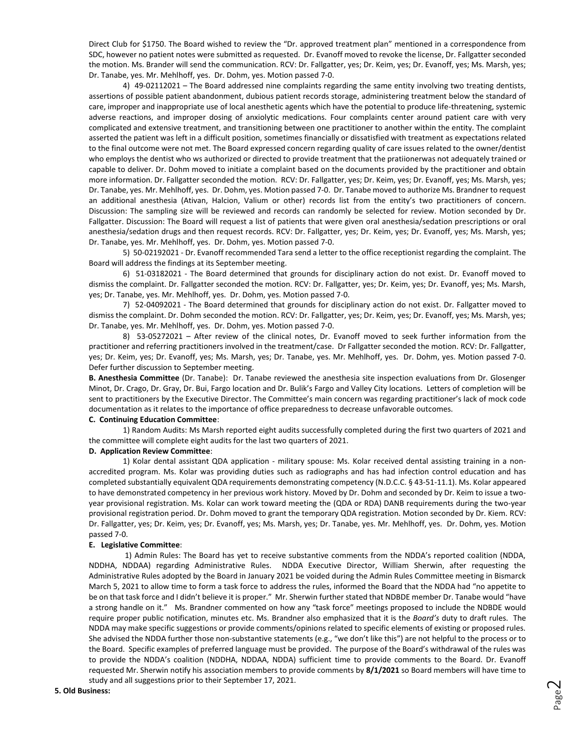Direct Club for $1750. The Board wished to review the "Dr. approved treatment plan" mentioned in a correspondence from SDC, however no patient notes were submitted as requested. Dr. Evanoff moved to revoke the license, Dr. Fallgatter seconded the motion. Ms. Brander will send the communication. RCV: Dr. Fallgatter, yes; Dr. Keim, yes; Dr. Evanoff, yes; Ms. Marsh, yes; Dr. Tanabe, yes. Mr. Mehlhoff, yes. Dr. Dohm, yes. Motion passed 7-0.

4) 49-02112021 – The Board addressed nine complaints regarding the same entity involving two treating dentists, assertions of possible patient abandonment, dubious patient records storage, administering treatment below the standard of care, improper and inappropriate use of local anesthetic agents which have the potential to produce life-threatening, systemic adverse reactions, and improper dosing of anxiolytic medications. Four complaints center around patient care with very complicated and extensive treatment, and transitioning between one practitioner to another within the entity. The complaint asserted the patient was left in a difficult position, sometimes financially or dissatisfied with treatment as expectations related to the final outcome were not met. The Board expressed concern regarding quality of care issues related to the owner/dentist who employs the dentist who ws authorized or directed to provide treatment that the pratiionerwas not adequately trained or capable to deliver. Dr. Dohm moved to initiate a complaint based on the documents provided by the practitioner and obtain more information. Dr. Fallgatter seconded the motion. RCV: Dr. Fallgatter, yes; Dr. Keim, yes; Dr. Evanoff, yes; Ms. Marsh, yes; Dr. Tanabe, yes. Mr. Mehlhoff, yes. Dr. Dohm, yes. Motion passed 7-0. Dr. Tanabe moved to authorize Ms. Brandner to request an additional anesthesia (Ativan, Halcion, Valium or other) records list from the entity's two practitioners of concern. Discussion: The sampling size will be reviewed and records can randomly be selected for review. Motion seconded by Dr. Fallgatter. Discussion: The Board will request a list of patients that were given oral anesthesia/sedation prescriptions or oral anesthesia/sedation drugs and then request records. RCV: Dr. Fallgatter, yes; Dr. Keim, yes; Dr. Evanoff, yes; Ms. Marsh, yes; Dr. Tanabe, yes. Mr. Mehlhoff, yes. Dr. Dohm, yes. Motion passed 7-0.

5) 50-02192021 - Dr. Evanoff recommended Tara send a letter to the office receptionist regarding the complaint. The Board will address the findings at its September meeting.

6) 51-03182021 - The Board determined that grounds for disciplinary action do not exist. Dr. Evanoff moved to dismiss the complaint. Dr. Fallgatter seconded the motion. RCV: Dr. Fallgatter, yes; Dr. Keim, yes; Dr. Evanoff, yes; Ms. Marsh, yes; Dr. Tanabe, yes. Mr. Mehlhoff, yes. Dr. Dohm, yes. Motion passed 7-0.

7) 52-04092021 - The Board determined that grounds for disciplinary action do not exist. Dr. Fallgatter moved to dismiss the complaint. Dr. Dohm seconded the motion. RCV: Dr. Fallgatter, yes; Dr. Keim, yes; Dr. Evanoff, yes; Ms. Marsh, yes; Dr. Tanabe, yes. Mr. Mehlhoff, yes. Dr. Dohm, yes. Motion passed 7-0.

8) 53-05272021 – After review of the clinical notes, Dr. Evanoff moved to seek further information from the practitioner and referring practitioners involved in the treatment/case. Dr Fallgatter seconded the motion. RCV: Dr. Fallgatter, yes; Dr. Keim, yes; Dr. Evanoff, yes; Ms. Marsh, yes; Dr. Tanabe, yes. Mr. Mehlhoff, yes. Dr. Dohm, yes. Motion passed 7-0. Defer further discussion to September meeting.

**B. Anesthesia Committee** (Dr. Tanabe): Dr. Tanabe reviewed the anesthesia site inspection evaluations from Dr. Glosenger Minot, Dr. Crago, Dr. Gray, Dr. Bui, Fargo location and Dr. Bulik's Fargo and Valley City locations. Letters of completion will be sent to practitioners by the Executive Director. The Committee's main concern was regarding practitioner's lack of mock code documentation as it relates to the importance of office preparedness to decrease unfavorable outcomes.

**C. Continuing Education Committee**:

1) Random Audits: Ms Marsh reported eight audits successfully completed during the first two quarters of 2021 and the committee will complete eight audits for the last two quarters of 2021.

**D. Application Review Committee**:

1) Kolar dental assistant QDA application - military spouse: Ms. Kolar received dental assisting training in a non-accredited program. Ms. Kolar was providing duties such as radiographs and has had infection control education and has completed substantially equivalent QDA requirements demonstrating competency (N.D.C.C. § 43-51-11.1). Ms. Kolar appeared to have demonstrated competency in her previous work history. Moved by Dr. Dohm and seconded by Dr. Keim to issue a two-year provisional registration. Ms. Kolar can work toward meeting the (QDA or RDA) DANB requirements during the two-year provisional registration period. Dr. Dohm moved to grant the temporary QDA registration. Motion seconded by Dr. Kiem. RCV: Dr. Fallgatter, yes; Dr. Keim, yes; Dr. Evanoff, yes; Ms. Marsh, yes; Dr. Tanabe, yes. Mr. Mehlhoff, yes. Dr. Dohm, yes. Motion passed 7-0.

**E. Legislative Committee**:

1) Admin Rules: The Board has yet to receive substantive comments from the NDDA's reported coalition (NDDA, NDDHA, NDDAA) regarding Administrative Rules. NDDA Executive Director, William Sherwin, after requesting the Administrative Rules adopted by the Board in January 2021 be voided during the Admin Rules Committee meeting in Bismarck March 5, 2021 to allow time to form a task force to address the rules, informed the Board that the NDDA had "no appetite to be on that task force and I didn't believe it is proper." Mr. Sherwin further stated that NDBDE member Dr. Tanabe would "have a strong handle on it." Ms. Brandner commented on how any "task force" meetings proposed to include the NDBDE would require proper public notification, minutes etc. Ms. Brandner also emphasized that it is the *Board's* duty to draft rules. The NDDA may make specific suggestions or provide comments/opinions related to specific elements of existing or proposed rules. She advised the NDDA further those non-substantive statements (e.g., "we don't like this") are not helpful to the process or to the Board. Specific examples of preferred language must be provided. The purpose of the Board's withdrawal of the rules was to provide the NDDA's coalition (NDDHA, NDDAA, NDDA) sufficient time to provide comments to the Board. Dr. Evanoff requested Mr. Sherwin notify his association members to provide comments by **8/1/2021** so Board members will have time to study and all suggestions prior to their September 17, 2021.

**5. Old Business:**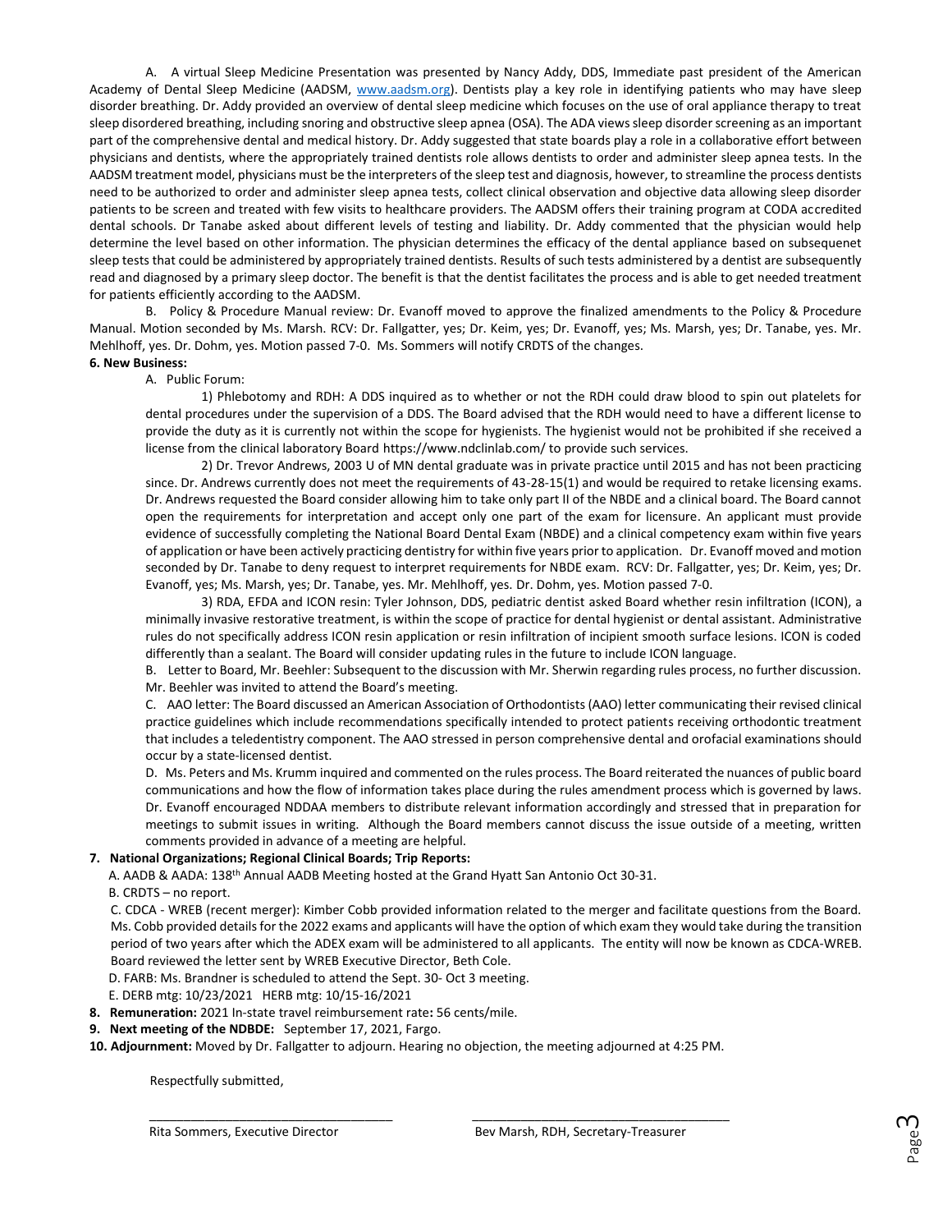A. A virtual Sleep Medicine Presentation was presented by Nancy Addy, DDS, Immediate past president of the American Academy of Dental Sleep Medicine (AADSM, www.aadsm.org). Dentists play a key role in identifying patients who may have sleep disorder breathing. Dr. Addy provided an overview of dental sleep medicine which focuses on the use of oral appliance therapy to treat sleep disordered breathing, including snoring and obstructive sleep apnea (OSA). The ADA views sleep disorder screening as an important part of the comprehensive dental and medical history. Dr. Addy suggested that state boards play a role in a collaborative effort between physicians and dentists, where the appropriately trained dentists role allows dentists to order and administer sleep apnea tests. In the AADSM treatment model, physicians must be the interpreters of the sleep test and diagnosis, however, to streamline the process dentists need to be authorized to order and administer sleep apnea tests, collect clinical observation and objective data allowing sleep disorder patients to be screen and treated with few visits to healthcare providers. The AADSM offers their training program at CODA accredited dental schools. Dr Tanabe asked about different levels of testing and liability. Dr. Addy commented that the physician would help determine the level based on other information. The physician determines the efficacy of the dental appliance based on subsequenet sleep tests that could be administered by appropriately trained dentists. Results of such tests administered by a dentist are subsequently read and diagnosed by a primary sleep doctor. The benefit is that the dentist facilitates the process and is able to get needed treatment for patients efficiently according to the AADSM.

B. Policy & Procedure Manual review: Dr. Evanoff moved to approve the finalized amendments to the Policy & Procedure Manual. Motion seconded by Ms. Marsh. RCV: Dr. Fallgatter, yes; Dr. Keim, yes; Dr. Evanoff, yes; Ms. Marsh, yes; Dr. Tanabe, yes. Mr. Mehlhoff, yes. Dr. Dohm, yes. Motion passed 7-0. Ms. Sommers will notify CRDTS of the changes.

**6. New Business:**

A. Public Forum:

1) Phlebotomy and RDH: A DDS inquired as to whether or not the RDH could draw blood to spin out platelets for dental procedures under the supervision of a DDS. The Board advised that the RDH would need to have a different license to provide the duty as it is currently not within the scope for hygienists. The hygienist would not be prohibited if she received a license from the clinical laboratory Board https://www.ndclinlab.com/ to provide such services.

2) Dr. Trevor Andrews, 2003 U of MN dental graduate was in private practice until 2015 and has not been practicing since. Dr. Andrews currently does not meet the requirements of 43-28-15(1) and would be required to retake licensing exams. Dr. Andrews requested the Board consider allowing him to take only part II of the NBDE and a clinical board. The Board cannot open the requirements for interpretation and accept only one part of the exam for licensure. An applicant must provide evidence of successfully completing the National Board Dental Exam (NBDE) and a clinical competency exam within five years of application or have been actively practicing dentistry for within five years prior to application. Dr. Evanoff moved and motion seconded by Dr. Tanabe to deny request to interpret requirements for NBDE exam. RCV: Dr. Fallgatter, yes; Dr. Keim, yes; Dr. Evanoff, yes; Ms. Marsh, yes; Dr. Tanabe, yes. Mr. Mehlhoff, yes. Dr. Dohm, yes. Motion passed 7-0.

3) RDA, EFDA and ICON resin: Tyler Johnson, DDS, pediatric dentist asked Board whether resin infiltration (ICON), a minimally invasive restorative treatment, is within the scope of practice for dental hygienist or dental assistant. Administrative rules do not specifically address ICON resin application or resin infiltration of incipient smooth surface lesions. ICON is coded differently than a sealant. The Board will consider updating rules in the future to include ICON language.

B. Letter to Board, Mr. Beehler: Subsequent to the discussion with Mr. Sherwin regarding rules process, no further discussion. Mr. Beehler was invited to attend the Board's meeting.

C. AAO letter: The Board discussed an American Association of Orthodontists (AAO) letter communicating their revised clinical practice guidelines which include recommendations specifically intended to protect patients receiving orthodontic treatment that includes a teledentistry component. The AAO stressed in person comprehensive dental and orofacial examinations should occur by a state-licensed dentist.

D. Ms. Peters and Ms. Krumm inquired and commented on the rules process. The Board reiterated the nuances of public board communications and how the flow of information takes place during the rules amendment process which is governed by laws. Dr. Evanoff encouraged NDDAA members to distribute relevant information accordingly and stressed that in preparation for meetings to submit issues in writing. Although the Board members cannot discuss the issue outside of a meeting, written comments provided in advance of a meeting are helpful.

**7. National Organizations; Regional Clinical Boards; Trip Reports:**

A. AADB & AADA: 138th Annual AADB Meeting hosted at the Grand Hyatt San Antonio Oct 30-31.

B. CRDTS – no report.

C. CDCA - WREB (recent merger): Kimber Cobb provided information related to the merger and facilitate questions from the Board. Ms. Cobb provided details for the 2022 exams and applicants will have the option of which exam they would take during the transition period of two years after which the ADEX exam will be administered to all applicants. The entity will now be known as CDCA-WREB. Board reviewed the letter sent by WREB Executive Director, Beth Cole.

D. FARB: Ms. Brandner is scheduled to attend the Sept. 30- Oct 3 meeting.

E. DERB mtg: 10/23/2021 HERB mtg: 10/15-16/2021

**8. Remuneration:** 2021 In-state travel reimbursement rate**:** 56 cents/mile.

**9. Next meeting of the NDBDE:** September 17, 2021, Fargo.

**10. Adjournment:** Moved by Dr. Fallgatter to adjourn. Hearing no objection, the meeting adjourned at 4:25 PM.

Respectfully submitted,

\_\_\_\_\_\_\_\_\_\_\_\_\_\_\_\_\_\_\_\_\_\_\_\_\_\_\_\_\_\_\_\_\_\_\_ \_\_\_\_\_\_\_\_\_\_\_\_\_\_\_\_\_\_\_\_\_\_\_\_\_\_\_\_\_\_\_\_\_\_\_\_\_

Rita Sommers, Executive Director Bev Marsh, RDH, Secretary-Treasurer